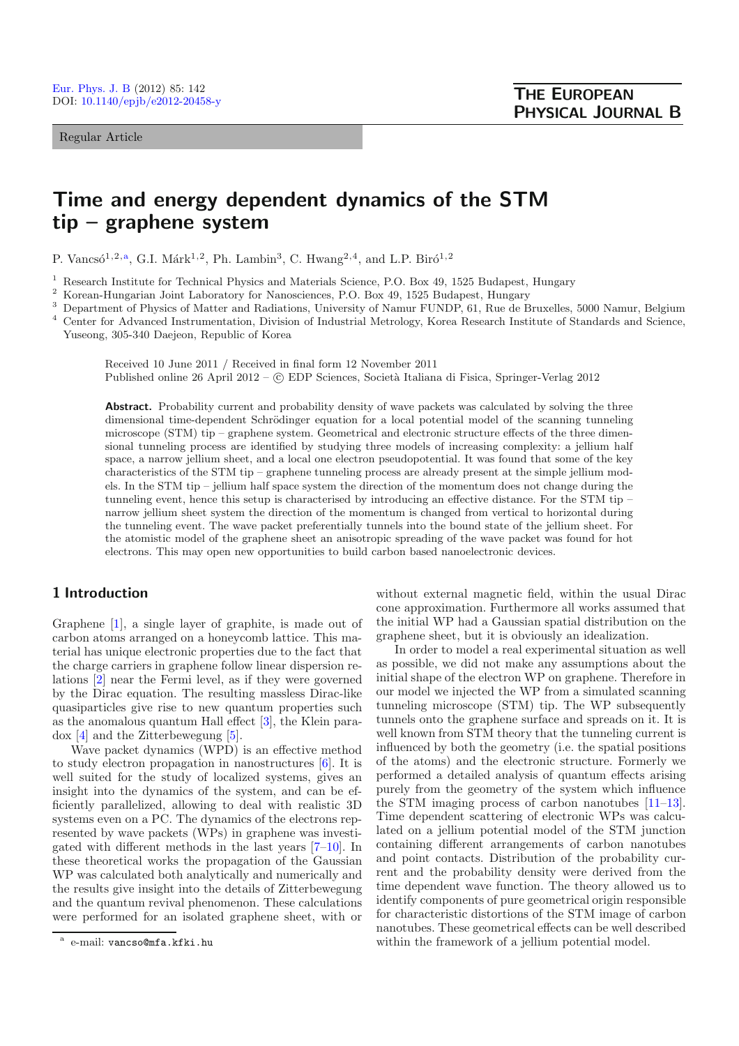Regular Article

# Time and energy dependent dynamics of the STM tip – graphene system

P. Vancsó[1,2,a], G.I. Márk[1,2], Ph. Lambin[3], C. Hwang[2,4], and L.P. Biró[1,2]

[1] Research Institute for Technical Physics and Materials Science, P.O. Box 49, 1525 Budapest, Hungary

[2] Korean-Hungarian Joint Laboratory for Nanosciences, P.O. Box 49, 1525 Budapest, Hungary

[3] Department of Physics of Matter and Radiations, University of Namur FUNDP, 61, Rue de Bruxelles, 5000 Namur, Belgium

[4] Center for Advanced Instrumentation, Division of Industrial Metrology, Korea Research Institute of Standards and Science, Yuseong, 305-340 Daejeon, Republic of Korea

Received 10 June 2011 / Received in final form 12 November 2011
Published online 26 April 2012 – © EDP Sciences, Società Italiana di Fisica, Springer-Verlag 2012

**Abstract.** Probability current and probability density of wave packets was calculated by solving the three dimensional time-dependent Schrödinger equation for a local potential model of the scanning tunneling microscope (STM) tip – graphene system. Geometrical and electronic structure effects of the three dimensional tunneling process are identified by studying three models of increasing complexity: a jellium half space, a narrow jellium sheet, and a local one electron pseudopotential. It was found that some of the key characteristics of the STM tip – graphene tunneling process are already present at the simple jellium models. In the STM tip – jellium half space system the direction of the momentum does not change during the tunneling event, hence this setup is characterised by introducing an effective distance. For the STM tip – narrow jellium sheet system the direction of the momentum is changed from vertical to horizontal during the tunneling event. The wave packet preferentially tunnels into the bound state of the jellium sheet. For the atomistic model of the graphene sheet an anisotropic spreading of the wave packet was found for hot electrons. This may open new opportunities to build carbon based nanoelectronic devices.

## 1 Introduction

Graphene [1], a single layer of graphite, is made out of carbon atoms arranged on a honeycomb lattice. This material has unique electronic properties due to the fact that the charge carriers in graphene follow linear dispersion relations [2] near the Fermi level, as if they were governed by the Dirac equation. The resulting massless Dirac-like quasiparticles give rise to new quantum properties such as the anomalous quantum Hall effect [3], the Klein paradox [4] and the Zitterbewegung [5].

Wave packet dynamics (WPD) is an effective method to study electron propagation in nanostructures [6]. It is well suited for the study of localized systems, gives an insight into the dynamics of the system, and can be efficiently parallelized, allowing to deal with realistic 3D systems even on a PC. The dynamics of the electrons represented by wave packets (WPs) in graphene was investigated with different methods in the last years [7–10]. In these theoretical works the propagation of the Gaussian WP was calculated both analytically and numerically and the results give insight into the details of Zitterbewegung and the quantum revival phenomenon. These calculations were performed for an isolated graphene sheet, with or without external magnetic field, within the usual Dirac cone approximation. Furthermore all works assumed that the initial WP had a Gaussian spatial distribution on the graphene sheet, but it is obviously an idealization.

In order to model a real experimental situation as well as possible, we did not make any assumptions about the initial shape of the electron WP on graphene. Therefore in our model we injected the WP from a simulated scanning tunneling microscope (STM) tip. The WP subsequently tunnels onto the graphene surface and spreads on it. It is well known from STM theory that the tunneling current is influenced by both the geometry (i.e. the spatial positions of the atoms) and the electronic structure. Formerly we performed a detailed analysis of quantum effects arising purely from the geometry of the system which influence the STM imaging process of carbon nanotubes [11–13]. Time dependent scattering of electronic WPs was calculated on a jellium potential model of the STM junction containing different arrangements of carbon nanotubes and point contacts. Distribution of the probability current and the probability density were derived from the time dependent wave function. The theory allowed us to identify components of pure geometrical origin responsible for characteristic distortions of the STM image of carbon nanotubes. These geometrical effects can be well described within the framework of a jellium potential model.

[a] e-mail: vancso@mfa.kfki.hu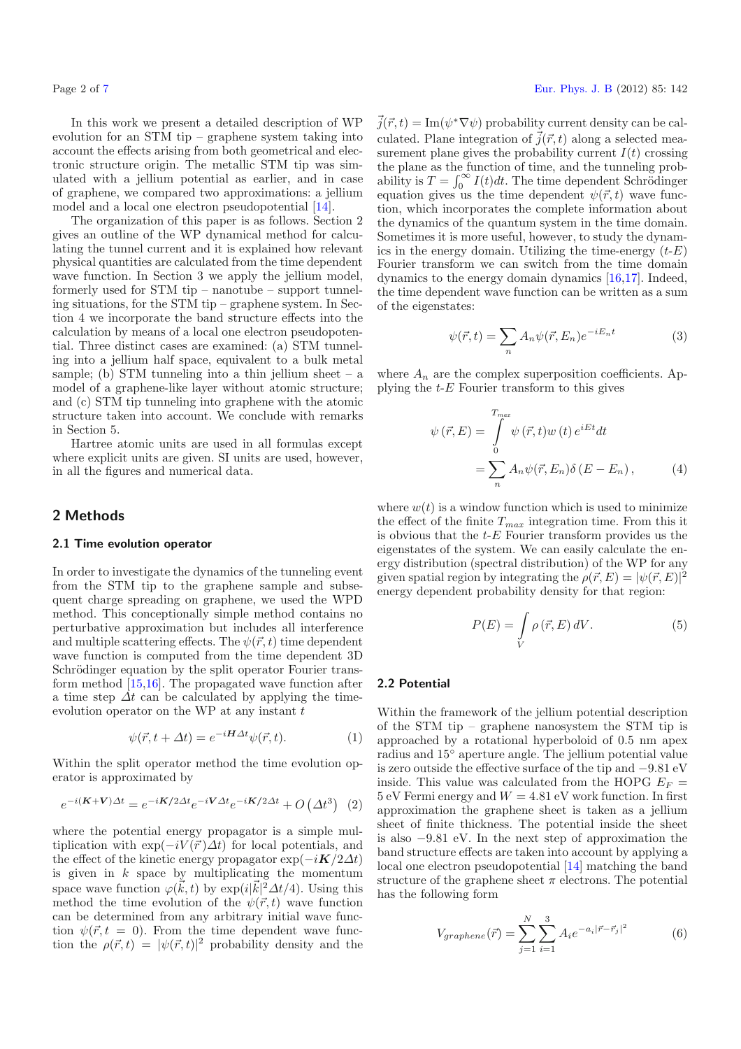In this work we present a detailed description of WP evolution for an STM tip – graphene system taking into account the effects arising from both geometrical and electronic structure origin. The metallic STM tip was simulated with a jellium potential as earlier, and in case of graphene, we compared two approximations: a jellium model and a local one electron pseudopotential [14].

The organization of this paper is as follows. Section 2 gives an outline of the WP dynamical method for calculating the tunnel current and it is explained how relevant physical quantities are calculated from the time dependent wave function. In Section 3 we apply the jellium model, formerly used for STM tip – nanotube – support tunneling situations, for the STM tip – graphene system. In Section 4 we incorporate the band structure effects into the calculation by means of a local one electron pseudopotential. Three distinct cases are examined: (a) STM tunneling into a jellium half space, equivalent to a bulk metal sample; (b) STM tunneling into a thin jellium sheet – a model of a graphene-like layer without atomic structure; and (c) STM tip tunneling into graphene with the atomic structure taken into account. We conclude with remarks in Section 5.

Hartree atomic units are used in all formulas except where explicit units are given. SI units are used, however, in all the figures and numerical data.

## 2 Methods

### 2.1 Time evolution operator

In order to investigate the dynamics of the tunneling event from the STM tip to the graphene sample and subsequent charge spreading on graphene, we used the WPD method. This conceptionally simple method contains no perturbative approximation but includes all interference and multiple scattering effects. The $\psi(\vec{r},t)$ time dependent wave function is computed from the time dependent 3D Schrödinger equation by the split operator Fourier transform method [15,16]. The propagated wave function after a time step $\Delta t$ can be calculated by applying the time-evolution operator on the WP at any instant $t$

$$\psi(\vec{r},t+\Delta t) = e^{-i\boldsymbol{H}\Delta t}\psi(\vec{r},t). \tag{1}$$

Within the split operator method the time evolution operator is approximated by

$$e^{-i(\boldsymbol{K}+\boldsymbol{V})\Delta t} = e^{-i\boldsymbol{K}/2\Delta t}e^{-i\boldsymbol{V}\Delta t}e^{-i\boldsymbol{K}/2\Delta t} + O\left(\Delta t^3\right) \tag{2}$$

where the potential energy propagator is a simple multiplication with $\exp(-iV(\vec{r})\Delta t)$ for local potentials, and the effect of the kinetic energy propagator $\exp(-i\boldsymbol{K}/2\Delta t)$ is given in $k$ space by multiplicating the momentum space wave function $\varphi(\vec{k},t)$ by $\exp(i|\vec{k}|^2\Delta t/4)$. Using this method the time evolution of the $\psi(\vec{r},t)$ wave function can be determined from any arbitrary initial wave function $\psi(\vec{r},t=0)$. From the time dependent wave function the $\rho(\vec{r},t) = |\psi(\vec{r},t)|^2$ probability density and the $\vec{j}(\vec{r},t) = \mathrm{Im}(\psi^*\nabla\psi)$ probability current density can be calculated. Plane integration of $\vec{j}(\vec{r},t)$ along a selected measurement plane gives the probability current $I(t)$ crossing the plane as the function of time, and the tunneling probability is $T = \int_0^\infty I(t)dt$. The time dependent Schrödinger equation gives us the time dependent $\psi(\vec{r},t)$ wave function, which incorporates the complete information about the dynamics of the quantum system in the time domain. Sometimes it is more useful, however, to study the dynamics in the energy domain. Utilizing the time-energy ($t$-$E$) Fourier transform we can switch from the time domain dynamics to the energy domain dynamics [16,17]. Indeed, the time dependent wave function can be written as a sum of the eigenstates:

$$\psi(\vec{r},t) = \sum_n A_n\psi(\vec{r},E_n)e^{-iE_nt} \tag{3}$$

where $A_n$ are the complex superposition coefficients. Applying the $t$-$E$ Fourier transform to this gives

$$\begin{aligned}\psi\left(\vec{r},E\right) &= \int_0^{T_{max}} \psi\left(\vec{r},t\right)w\left(t\right)e^{iEt}dt \\ &= \sum_n A_n\psi(\vec{r},E_n)\delta\left(E-E_n\right),\end{aligned} \tag{4}$$

where $w(t)$ is a window function which is used to minimize the effect of the finite $T_{max}$ integration time. From this it is obvious that the $t$-$E$ Fourier transform provides us the eigenstates of the system. We can easily calculate the energy distribution (spectral distribution) of the WP for any given spatial region by integrating the $\rho(\vec{r},E) = |\psi(\vec{r},E)|^2$ energy dependent probability density for that region:

$$P(E) = \int_V \rho\left(\vec{r},E\right)dV. \tag{5}$$

### 2.2 Potential

Within the framework of the jellium potential description of the STM tip – graphene nanosystem the STM tip is approached by a rotational hyperboloid of 0.5 nm apex radius and 15° aperture angle. The jellium potential value is zero outside the effective surface of the tip and −9.81 eV inside. This value was calculated from the HOPG $E_F$ = 5 eV Fermi energy and $W$ = 4.81 eV work function. In first approximation the graphene sheet is taken as a jellium sheet of finite thickness. The potential inside the sheet is also −9.81 eV. In the next step of approximation the band structure effects are taken into account by applying a local one electron pseudopotential [14] matching the band structure of the graphene sheet $\pi$ electrons. The potential has the following form

$$V_{graphene}(\vec{r}) = \sum_{j=1}^{N}\sum_{i=1}^{3} A_i e^{-a_i|\vec{r}-\vec{r}_j|^2} \tag{6}$$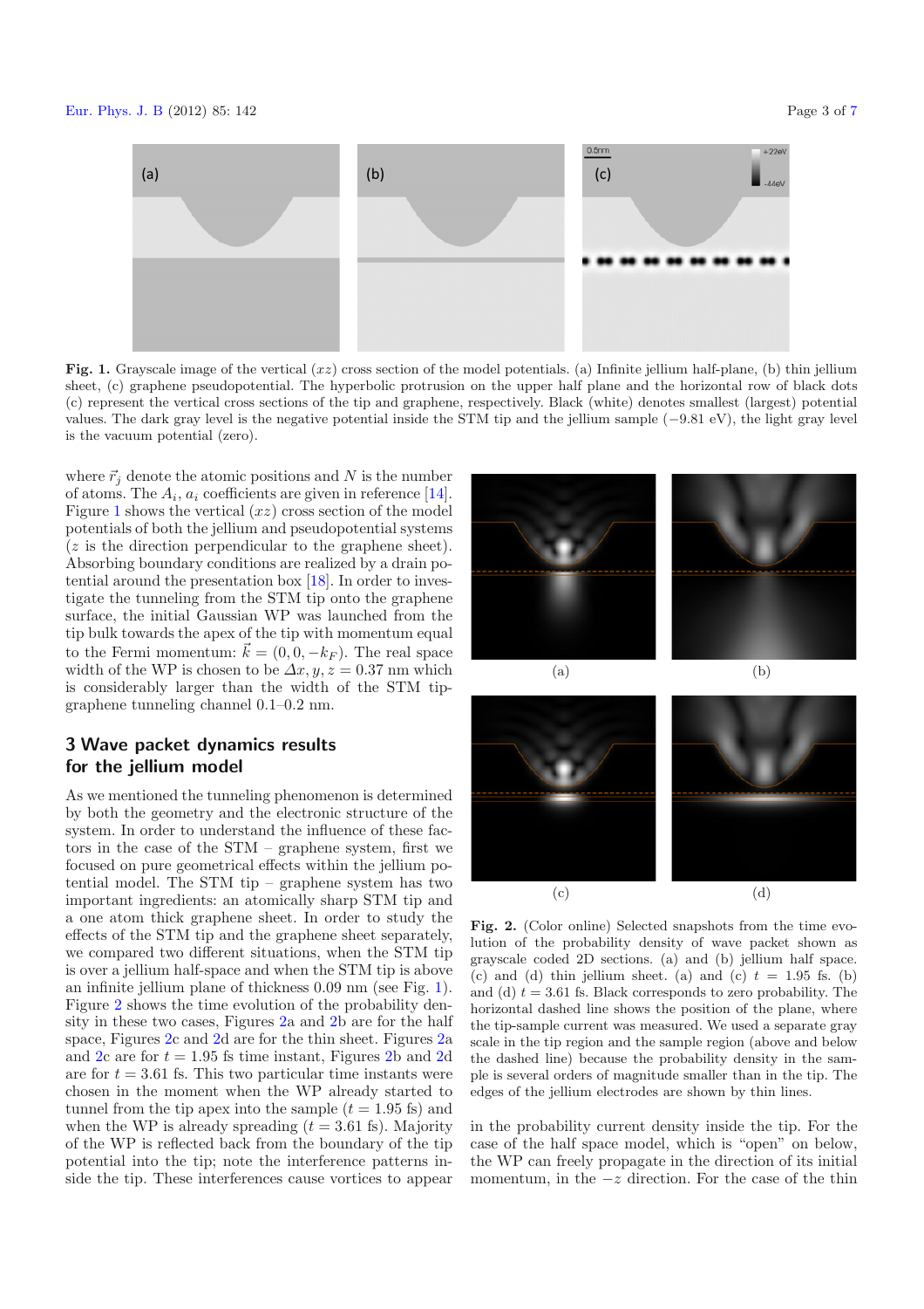**Fig. 1.** Grayscale image of the vertical ($xz$) cross section of the model potentials. (a) Infinite jellium half-plane, (b) thin jellium sheet, (c) graphene pseudopotential. The hyperbolic protrusion on the upper half plane and the horizontal row of black dots (c) represent the vertical cross sections of the tip and graphene, respectively. Black (white) denotes smallest (largest) potential values. The dark gray level is the negative potential inside the STM tip and the jellium sample (−9.81 eV), the light gray level is the vacuum potential (zero).

where $\vec{r}_j$ denote the atomic positions and $N$ is the number of atoms. The $A_i$, $a_i$ coefficients are given in reference [14]. Figure 1 shows the vertical ($xz$) cross section of the model potentials of both the jellium and pseudopotential systems ($z$ is the direction perpendicular to the graphene sheet). Absorbing boundary conditions are realized by a drain potential around the presentation box [18]. In order to investigate the tunneling from the STM tip onto the graphene surface, the initial Gaussian WP was launched from the tip bulk towards the apex of the tip with momentum equal to the Fermi momentum: $\vec{k} = (0, 0, -k_F)$. The real space width of the WP is chosen to be $\Delta x, y, z = 0.37$ nm which is considerably larger than the width of the STM tip-graphene tunneling channel 0.1–0.2 nm.

## 3 Wave packet dynamics results for the jellium model

As we mentioned the tunneling phenomenon is determined by both the geometry and the electronic structure of the system. In order to understand the influence of these factors in the case of the STM – graphene system, first we focused on pure geometrical effects within the jellium potential model. The STM tip – graphene system has two important ingredients: an atomically sharp STM tip and a one atom thick graphene sheet. In order to study the effects of the STM tip and the graphene sheet separately, we compared two different situations, when the STM tip is over a jellium half-space and when the STM tip is above an infinite jellium plane of thickness 0.09 nm (see Fig. 1). Figure 2 shows the time evolution of the probability density in these two cases, Figures 2a and 2b are for the half space, Figures 2c and 2d are for the thin sheet. Figures 2a and 2c are for $t = 1.95$ fs time instant, Figures 2b and 2d are for $t = 3.61$ fs. This two particular time instants were chosen in the moment when the WP already started to tunnel from the tip apex into the sample ($t = 1.95$ fs) and when the WP is already spreading ($t = 3.61$ fs). Majority of the WP is reflected back from the boundary of the tip potential into the tip; note the interference patterns inside the tip. These interferences cause vortices to appear in the probability current density inside the tip. For the case of the half space model, which is "open" on below, the WP can freely propagate in the direction of its initial momentum, in the $-z$ direction. For the case of the thin

**Fig. 2.** (Color online) Selected snapshots from the time evolution of the probability density of wave packet shown as grayscale coded 2D sections. (a) and (b) jellium half space. (c) and (d) thin jellium sheet. (a) and (c) $t = 1.95$ fs. (b) and (d) $t = 3.61$ fs. Black corresponds to zero probability. The horizontal dashed line shows the position of the plane, where the tip-sample current was measured. We used a separate gray scale in the tip region and the sample region (above and below the dashed line) because the probability density in the sample is several orders of magnitude smaller than in the tip. The edges of the jellium electrodes are shown by thin lines.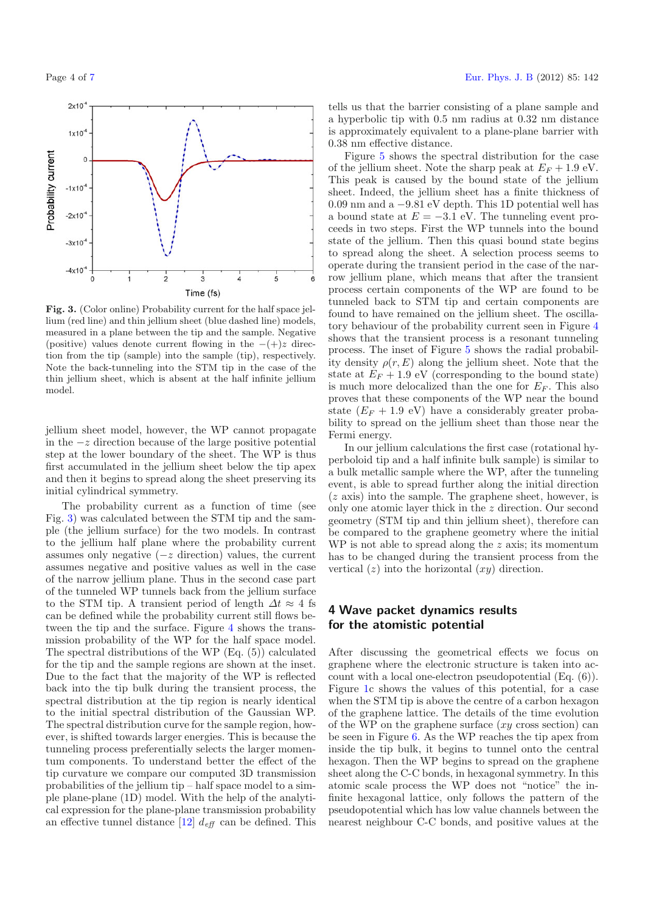Fig. 3. (Color online) Probability current for the half space jellium (red line) and thin jellium sheet (blue dashed line) models, measured in a plane between the tip and the sample. Negative (positive) values denote current flowing in the $-(+)z$ direction from the tip (sample) into the sample (tip), respectively. Note the back-tunneling into the STM tip in the case of the thin jellium sheet, which is absent at the half infinite jellium model.

jellium sheet model, however, the WP cannot propagate in the $-z$ direction because of the large positive potential step at the lower boundary of the sheet. The WP is thus first accumulated in the jellium sheet below the tip apex and then it begins to spread along the sheet preserving its initial cylindrical symmetry.

The probability current as a function of time (see Fig. 3) was calculated between the STM tip and the sample (the jellium surface) for the two models. In contrast to the jellium half plane where the probability current assumes only negative ($-z$ direction) values, the current assumes negative and positive values as well in the case of the narrow jellium plane. Thus in the second case part of the tunneled WP tunnels back from the jellium surface to the STM tip. A transient period of length $\Delta t \approx 4$ fs can be defined while the probability current still flows between the tip and the surface. Figure 4 shows the transmission probability of the WP for the half space model. The spectral distributions of the WP (Eq. (5)) calculated for the tip and the sample regions are shown at the inset. Due to the fact that the majority of the WP is reflected back into the tip bulk during the transient process, the spectral distribution at the tip region is nearly identical to the initial spectral distribution of the Gaussian WP. The spectral distribution curve for the sample region, however, is shifted towards larger energies. This is because the tunneling process preferentially selects the larger momentum components. To understand better the effect of the tip curvature we compare our computed 3D transmission probabilities of the jellium tip – half space model to a simple plane-plane (1D) model. With the help of the analytical expression for the plane-plane transmission probability an effective tunnel distance [12] $d_{eff}$ can be defined. This tells us that the barrier consisting of a plane sample and a hyperbolic tip with 0.5 nm radius at 0.32 nm distance is approximately equivalent to a plane-plane barrier with 0.38 nm effective distance.

Figure 5 shows the spectral distribution for the case of the jellium sheet. Note the sharp peak at $E_F + 1.9$ eV. This peak is caused by the bound state of the jellium sheet. Indeed, the jellium sheet has a finite thickness of 0.09 nm and a $-9.81$ eV depth. This 1D potential well has a bound state at $E = -3.1$ eV. The tunneling event proceeds in two steps. First the WP tunnels into the bound state of the jellium. Then this quasi bound state begins to spread along the sheet. A selection process seems to operate during the transient period in the case of the narrow jellium plane, which means that after the transient process certain components of the WP are found to be tunneled back to STM tip and certain components are found to have remained on the jellium sheet. The oscillatory behaviour of the probability current seen in Figure 4 shows that the transient process is a resonant tunneling process. The inset of Figure 5 shows the radial probability density $\rho(r, E)$ along the jellium sheet. Note that the state at $E_F + 1.9$ eV (corresponding to the bound state) is much more delocalized than the one for $E_F$. This also proves that these components of the WP near the bound state ($E_F + 1.9$ eV) have a considerably greater probability to spread on the jellium sheet than those near the Fermi energy.

In our jellium calculations the first case (rotational hyperboloid tip and a half infinite bulk sample) is similar to a bulk metallic sample where the WP, after the tunneling event, is able to spread further along the initial direction ($z$ axis) into the sample. The graphene sheet, however, is only one atomic layer thick in the $z$ direction. Our second geometry (STM tip and thin jellium sheet), therefore can be compared to the graphene geometry where the initial WP is not able to spread along the $z$ axis; its momentum has to be changed during the transient process from the vertical ($z$) into the horizontal ($xy$) direction.

## 4 Wave packet dynamics results for the atomistic potential

After discussing the geometrical effects we focus on graphene where the electronic structure is taken into account with a local one-electron pseudopotential (Eq. (6)). Figure 1c shows the values of this potential, for a case when the STM tip is above the centre of a carbon hexagon of the graphene lattice. The details of the time evolution of the WP on the graphene surface ($xy$ cross section) can be seen in Figure 6. As the WP reaches the tip apex from inside the tip bulk, it begins to tunnel onto the central hexagon. Then the WP begins to spread on the graphene sheet along the C-C bonds, in hexagonal symmetry. In this atomic scale process the WP does not "notice" the infinite hexagonal lattice, only follows the pattern of the pseudopotential which has low value channels between the nearest neighbour C-C bonds, and positive values at the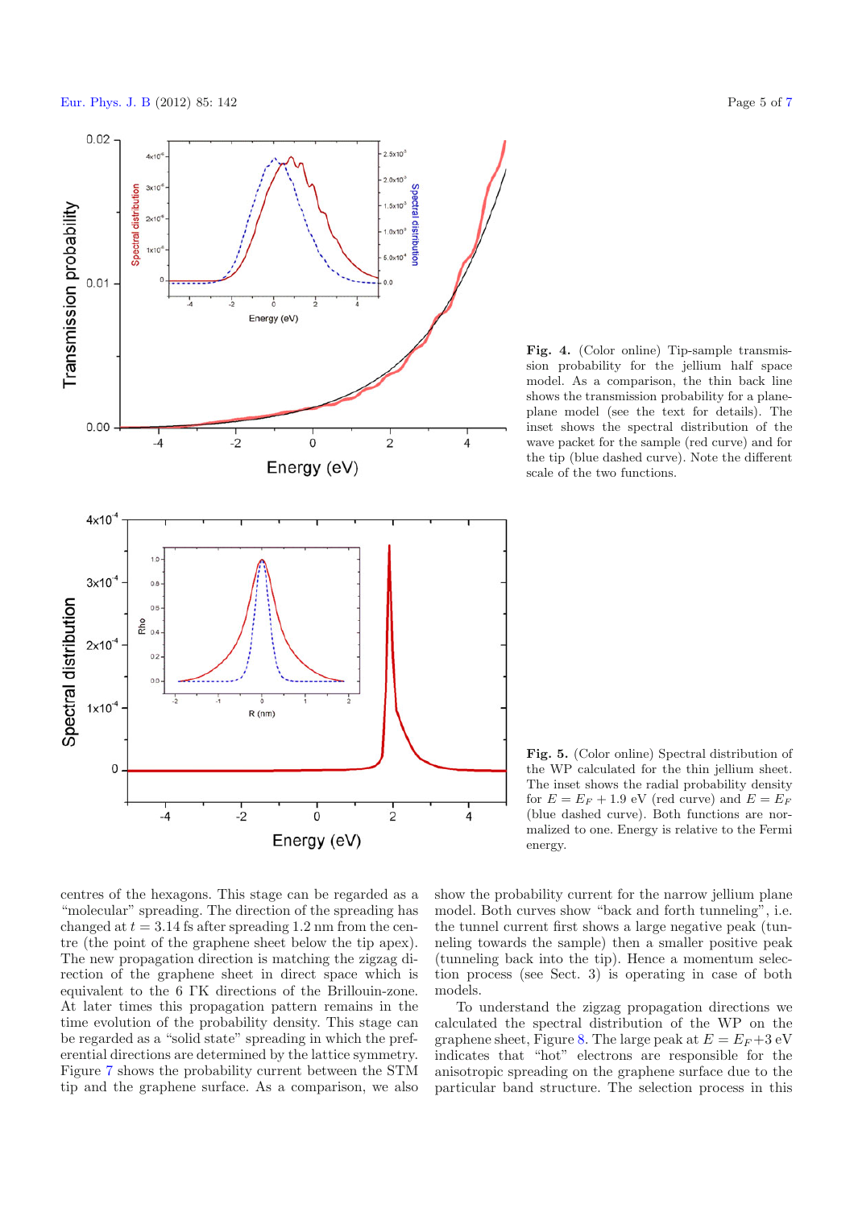**Fig. 4.** (Color online) Tip-sample transmission probability for the jellium half space model. As a comparison, the thin back line shows the transmission probability for a plane-plane model (see the text for details). The inset shows the spectral distribution of the wave packet for the sample (red curve) and for the tip (blue dashed curve). Note the different scale of the two functions.

**Fig. 5.** (Color online) Spectral distribution of the WP calculated for the thin jellium sheet. The inset shows the radial probability density for $E = E_F + 1.9$ eV (red curve) and $E = E_F$ (blue dashed curve). Both functions are normalized to one. Energy is relative to the Fermi energy.

centres of the hexagons. This stage can be regarded as a "molecular" spreading. The direction of the spreading has changed at $t = 3.14$ fs after spreading 1.2 nm from the centre (the point of the graphene sheet below the tip apex). The new propagation direction is matching the zigzag direction of the graphene sheet in direct space which is equivalent to the 6 ΓK directions of the Brillouin-zone. At later times this propagation pattern remains in the time evolution of the probability density. This stage can be regarded as a "solid state" spreading in which the preferential directions are determined by the lattice symmetry. Figure 7 shows the probability current between the STM tip and the graphene surface. As a comparison, we also show the probability current for the narrow jellium plane model. Both curves show "back and forth tunneling", i.e. the tunnel current first shows a large negative peak (tunneling towards the sample) then a smaller positive peak (tunneling back into the tip). Hence a momentum selection process (see Sect. 3) is operating in case of both models.

To understand the zigzag propagation directions we calculated the spectral distribution of the WP on the graphene sheet, Figure 8. The large peak at $E = E_F + 3$ eV indicates that "hot" electrons are responsible for the anisotropic spreading on the graphene surface due to the particular band structure. The selection process in this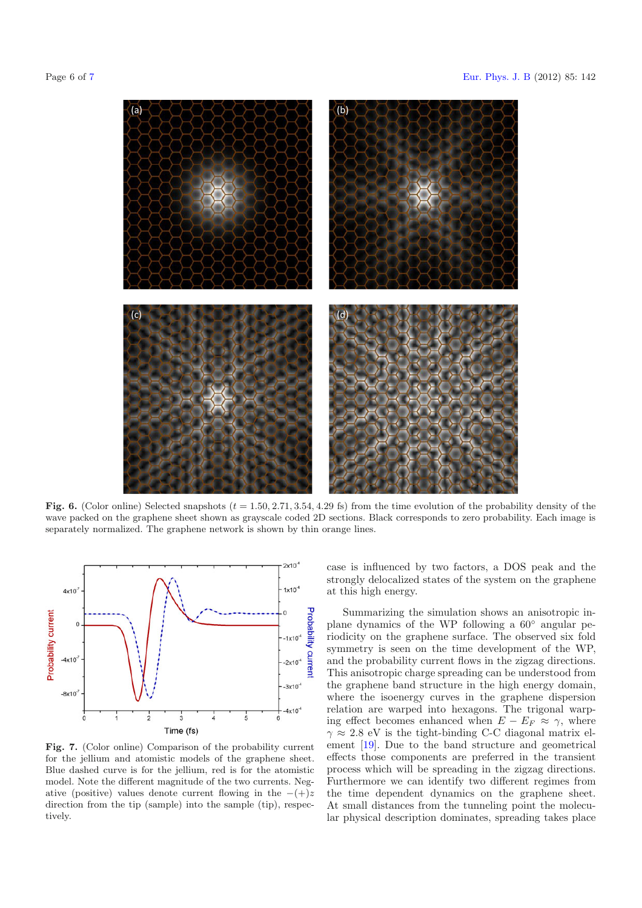**Fig. 6.** (Color online) Selected snapshots ($t = 1.50, 2.71, 3.54, 4.29$ fs) from the time evolution of the probability density of the wave packed on the graphene sheet shown as grayscale coded 2D sections. Black corresponds to zero probability. Each image is separately normalized. The graphene network is shown by thin orange lines.

**Fig. 7.** (Color online) Comparison of the probability current for the jellium and atomistic models of the graphene sheet. Blue dashed curve is for the jellium, red is for the atomistic model. Note the different magnitude of the two currents. Negative (positive) values denote current flowing in the $-(+)z$ direction from the tip (sample) into the sample (tip), respectively.

case is influenced by two factors, a DOS peak and the strongly delocalized states of the system on the graphene at this high energy.

Summarizing the simulation shows an anisotropic in-plane dynamics of the WP following a 60° angular periodicity on the graphene surface. The observed six fold symmetry is seen on the time development of the WP, and the probability current flows in the zigzag directions. This anisotropic charge spreading can be understood from the graphene band structure in the high energy domain, where the isoenergy curves in the graphene dispersion relation are warped into hexagons. The trigonal warping effect becomes enhanced when $E - E_F \approx \gamma$, where $\gamma \approx 2.8$ eV is the tight-binding C-C diagonal matrix element [19]. Due to the band structure and geometrical effects those components are preferred in the transient process which will be spreading in the zigzag directions. Furthermore we can identify two different regimes from the time dependent dynamics on the graphene sheet. At small distances from the tunneling point the molecular physical description dominates, spreading takes place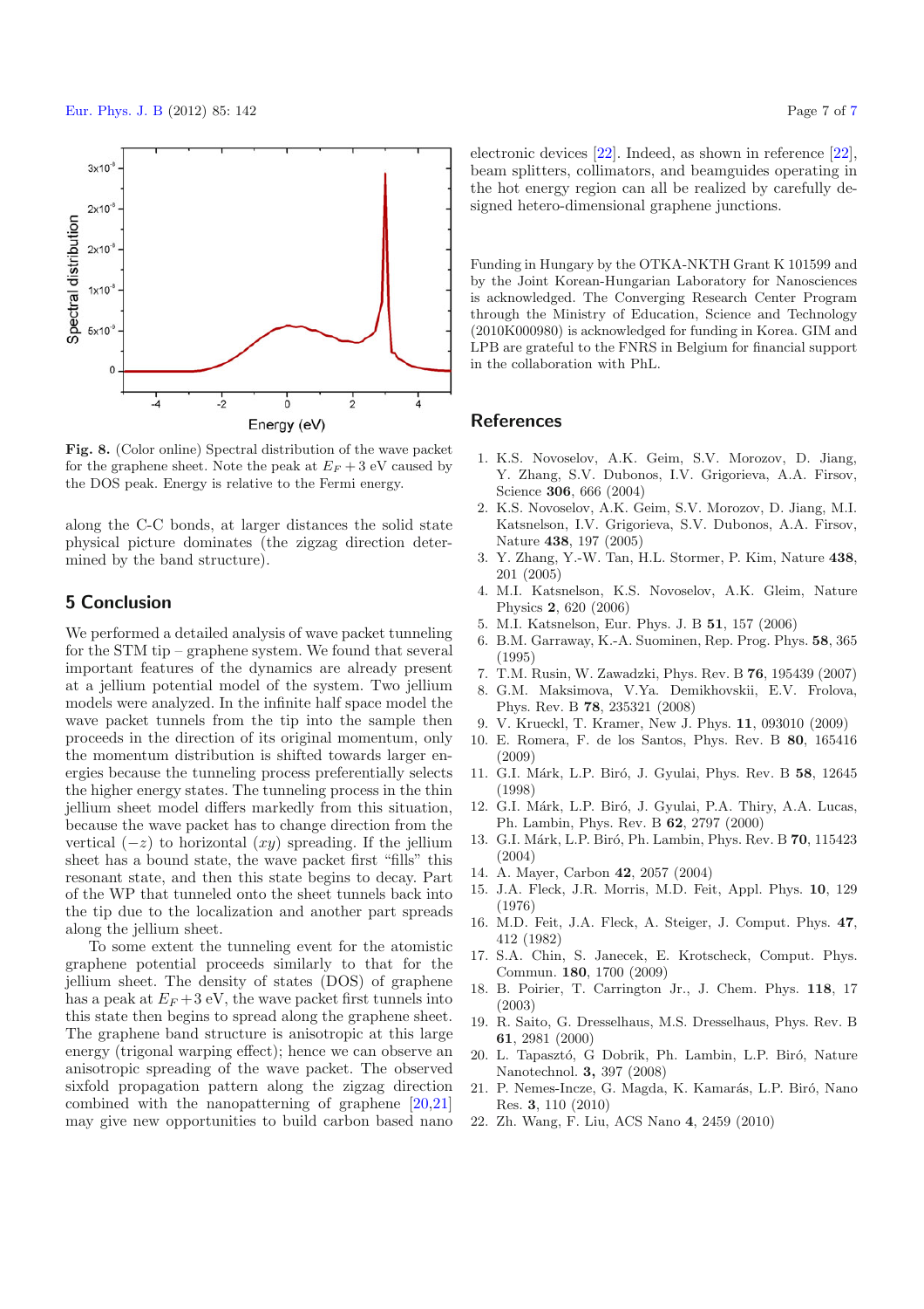Spectral distribution

3x10⁻⁸

2x10⁻⁸

2x10⁻⁸

1x10⁻⁸

5x10⁻⁹

0

-4

-2

0

2

4

Energy (eV)

**Fig. 8.** (Color online) Spectral distribution of the wave packet for the graphene sheet. Note the peak at $E_F + 3$ eV caused by the DOS peak. Energy is relative to the Fermi energy.

along the C-C bonds, at larger distances the solid state physical picture dominates (the zigzag direction determined by the band structure).

## 5 Conclusion

We performed a detailed analysis of wave packet tunneling for the STM tip – graphene system. We found that several important features of the dynamics are already present at a jellium potential model of the system. Two jellium models were analyzed. In the infinite half space model the wave packet tunnels from the tip into the sample then proceeds in the direction of its original momentum, only the momentum distribution is shifted towards larger energies because the tunneling process preferentially selects the higher energy states. The tunneling process in the thin jellium sheet model differs markedly from this situation, because the wave packet has to change direction from the vertical ($-z$) to horizontal ($xy$) spreading. If the jellium sheet has a bound state, the wave packet first "fills" this resonant state, and then this state begins to decay. Part of the WP that tunneled onto the sheet tunnels back into the tip due to the localization and another part spreads along the jellium sheet.

To some extent the tunneling event for the atomistic graphene potential proceeds similarly to that for the jellium sheet. The density of states (DOS) of graphene has a peak at $E_F + 3$ eV, the wave packet first tunnels into this state then begins to spread along the graphene sheet. The graphene band structure is anisotropic at this large energy (trigonal warping effect); hence we can observe an anisotropic spreading of the wave packet. The observed sixfold propagation pattern along the zigzag direction combined with the nanopatterning of graphene [20,21] may give new opportunities to build carbon based nano electronic devices [22]. Indeed, as shown in reference [22], beam splitters, collimators, and beamguides operating in the hot energy region can all be realized by carefully designed hetero-dimensional graphene junctions.

Funding in Hungary by the OTKA-NKTH Grant K 101599 and by the Joint Korean-Hungarian Laboratory for Nanosciences is acknowledged. The Converging Research Center Program through the Ministry of Education, Science and Technology (2010K000980) is acknowledged for funding in Korea. GIM and LPB are grateful to the FNRS in Belgium for financial support in the collaboration with PhL.

## References

1. K.S. Novoselov, A.K. Geim, S.V. Morozov, D. Jiang, Y. Zhang, S.V. Dubonos, I.V. Grigorieva, A.A. Firsov, Science **306**, 666 (2004)
2. K.S. Novoselov, A.K. Geim, S.V. Morozov, D. Jiang, M.I. Katsnelson, I.V. Grigorieva, S.V. Dubonos, A.A. Firsov, Nature **438**, 197 (2005)
3. Y. Zhang, Y.-W. Tan, H.L. Stormer, P. Kim, Nature **438**, 201 (2005)
4. M.I. Katsnelson, K.S. Novoselov, A.K. Gleim, Nature Physics **2**, 620 (2006)
5. M.I. Katsnelson, Eur. Phys. J. B **51**, 157 (2006)
6. B.M. Garraway, K.-A. Suominen, Rep. Prog. Phys. **58**, 365 (1995)
7. T.M. Rusin, W. Zawadzki, Phys. Rev. B **76**, 195439 (2007)
8. G.M. Maksimova, V.Ya. Demikhovskii, E.V. Frolova, Phys. Rev. B **78**, 235321 (2008)
9. V. Krueckl, T. Kramer, New J. Phys. **11**, 093010 (2009)
10. E. Romera, F. de los Santos, Phys. Rev. B **80**, 165416 (2009)
11. G.I. Márk, L.P. Biró, J. Gyulai, Phys. Rev. B **58**, 12645 (1998)
12. G.I. Márk, L.P. Biró, J. Gyulai, P.A. Thiry, A.A. Lucas, Ph. Lambin, Phys. Rev. B **62**, 2797 (2000)
13. G.I. Márk, L.P. Biró, Ph. Lambin, Phys. Rev. B **70**, 115423 (2004)
14. A. Mayer, Carbon **42**, 2057 (2004)
15. J.A. Fleck, J.R. Morris, M.D. Feit, Appl. Phys. **10**, 129 (1976)
16. M.D. Feit, J.A. Fleck, A. Steiger, J. Comput. Phys. **47**, 412 (1982)
17. S.A. Chin, S. Janecek, E. Krotscheck, Comput. Phys. Commun. **180**, 1700 (2009)
18. B. Poirier, T. Carrington Jr., J. Chem. Phys. **118**, 17 (2003)
19. R. Saito, G. Dresselhaus, M.S. Dresselhaus, Phys. Rev. B **61**, 2981 (2000)
20. L. Tapasztó, G Dobrik, Ph. Lambin, L.P. Biró, Nature Nanotechnol. **3**, 397 (2008)
21. P. Nemes-Incze, G. Magda, K. Kamarás, L.P. Biró, Nano Res. **3**, 110 (2010)
22. Zh. Wang, F. Liu, ACS Nano **4**, 2459 (2010)